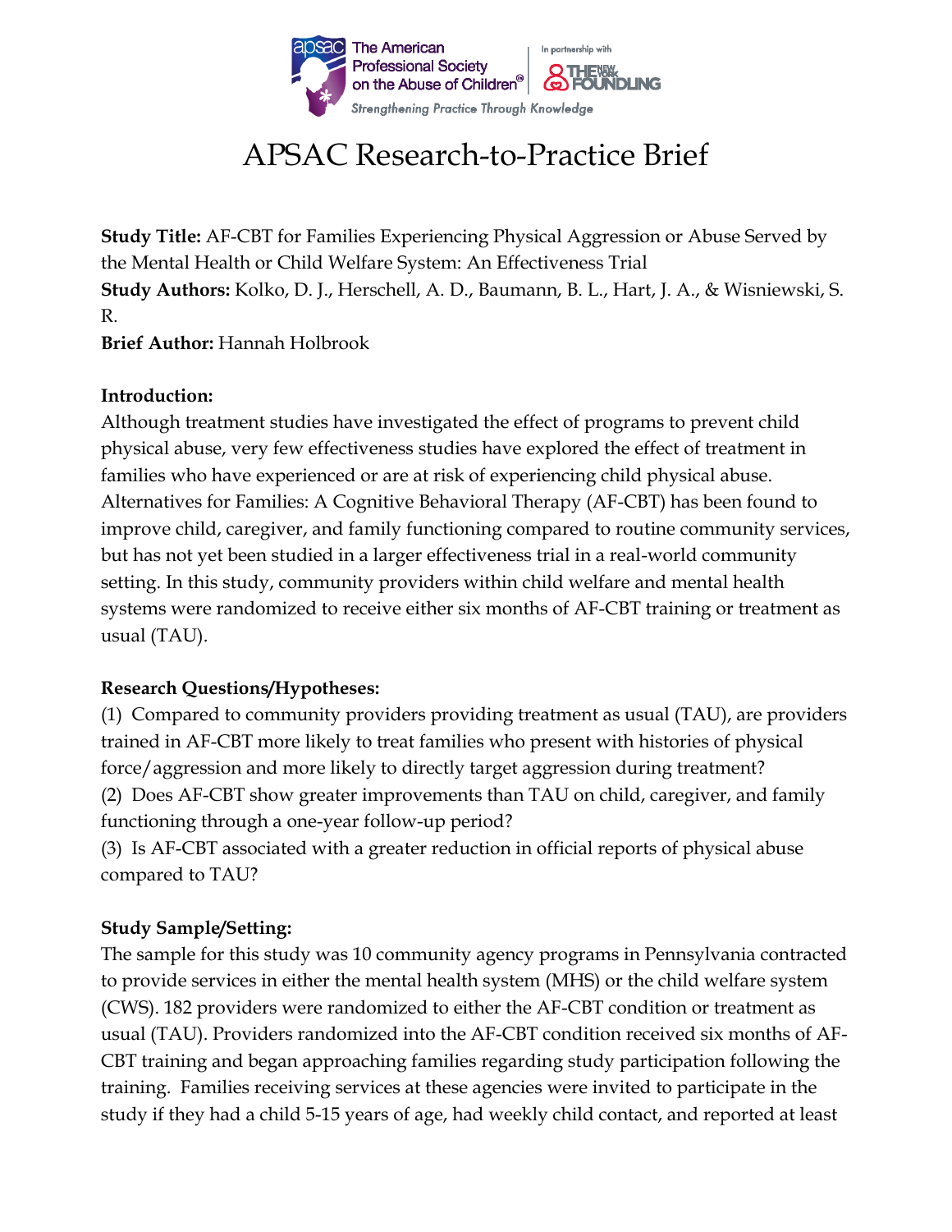# APSAC Research-to-Practice Brief

**Study Title:** AF-CBT for Families Experiencing Physical Aggression or Abuse Served by the Mental Health or Child Welfare System: An Effectiveness Trial
**Study Authors:** Kolko, D. J., Herschell, A. D., Baumann, B. L., Hart, J. A., & Wisniewski, S. R.
**Brief Author:** Hannah Holbrook

**Introduction:**
Although treatment studies have investigated the effect of programs to prevent child physical abuse, very few effectiveness studies have explored the effect of treatment in families who have experienced or are at risk of experiencing child physical abuse. Alternatives for Families: A Cognitive Behavioral Therapy (AF-CBT) has been found to improve child, caregiver, and family functioning compared to routine community services, but has not yet been studied in a larger effectiveness trial in a real-world community setting. In this study, community providers within child welfare and mental health systems were randomized to receive either six months of AF-CBT training or treatment as usual (TAU).

**Research Questions/Hypotheses:**
(1) Compared to community providers providing treatment as usual (TAU), are providers trained in AF-CBT more likely to treat families who present with histories of physical force/aggression and more likely to directly target aggression during treatment?
(2) Does AF-CBT show greater improvements than TAU on child, caregiver, and family functioning through a one-year follow-up period?
(3) Is AF-CBT associated with a greater reduction in official reports of physical abuse compared to TAU?

**Study Sample/Setting:**
The sample for this study was 10 community agency programs in Pennsylvania contracted to provide services in either the mental health system (MHS) or the child welfare system (CWS). 182 providers were randomized to either the AF-CBT condition or treatment as usual (TAU). Providers randomized into the AF-CBT condition received six months of AF-CBT training and began approaching families regarding study participation following the training. Families receiving services at these agencies were invited to participate in the study if they had a child 5-15 years of age, had weekly child contact, and reported at least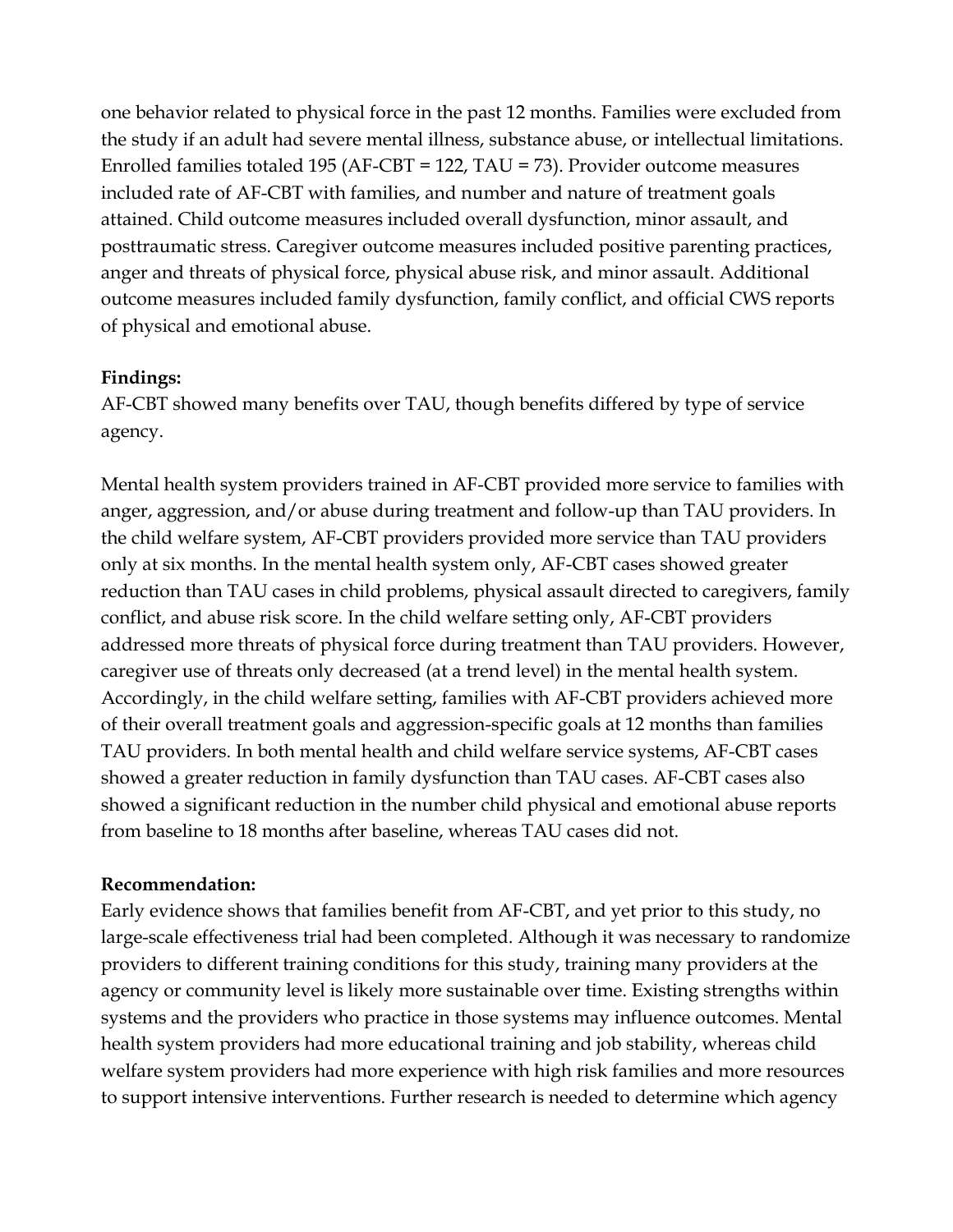one behavior related to physical force in the past 12 months. Families were excluded from the study if an adult had severe mental illness, substance abuse, or intellectual limitations. Enrolled families totaled 195 (AF-CBT = 122, TAU = 73). Provider outcome measures included rate of AF-CBT with families, and number and nature of treatment goals attained. Child outcome measures included overall dysfunction, minor assault, and posttraumatic stress. Caregiver outcome measures included positive parenting practices, anger and threats of physical force, physical abuse risk, and minor assault. Additional outcome measures included family dysfunction, family conflict, and official CWS reports of physical and emotional abuse.

**Findings:**

AF-CBT showed many benefits over TAU, though benefits differed by type of service agency.

Mental health system providers trained in AF-CBT provided more service to families with anger, aggression, and/or abuse during treatment and follow-up than TAU providers. In the child welfare system, AF-CBT providers provided more service than TAU providers only at six months. In the mental health system only, AF-CBT cases showed greater reduction than TAU cases in child problems, physical assault directed to caregivers, family conflict, and abuse risk score. In the child welfare setting only, AF-CBT providers addressed more threats of physical force during treatment than TAU providers. However, caregiver use of threats only decreased (at a trend level) in the mental health system. Accordingly, in the child welfare setting, families with AF-CBT providers achieved more of their overall treatment goals and aggression-specific goals at 12 months than families TAU providers. In both mental health and child welfare service systems, AF-CBT cases showed a greater reduction in family dysfunction than TAU cases. AF-CBT cases also showed a significant reduction in the number child physical and emotional abuse reports from baseline to 18 months after baseline, whereas TAU cases did not.

**Recommendation:**

Early evidence shows that families benefit from AF-CBT, and yet prior to this study, no large-scale effectiveness trial had been completed. Although it was necessary to randomize providers to different training conditions for this study, training many providers at the agency or community level is likely more sustainable over time. Existing strengths within systems and the providers who practice in those systems may influence outcomes. Mental health system providers had more educational training and job stability, whereas child welfare system providers had more experience with high risk families and more resources to support intensive interventions. Further research is needed to determine which agency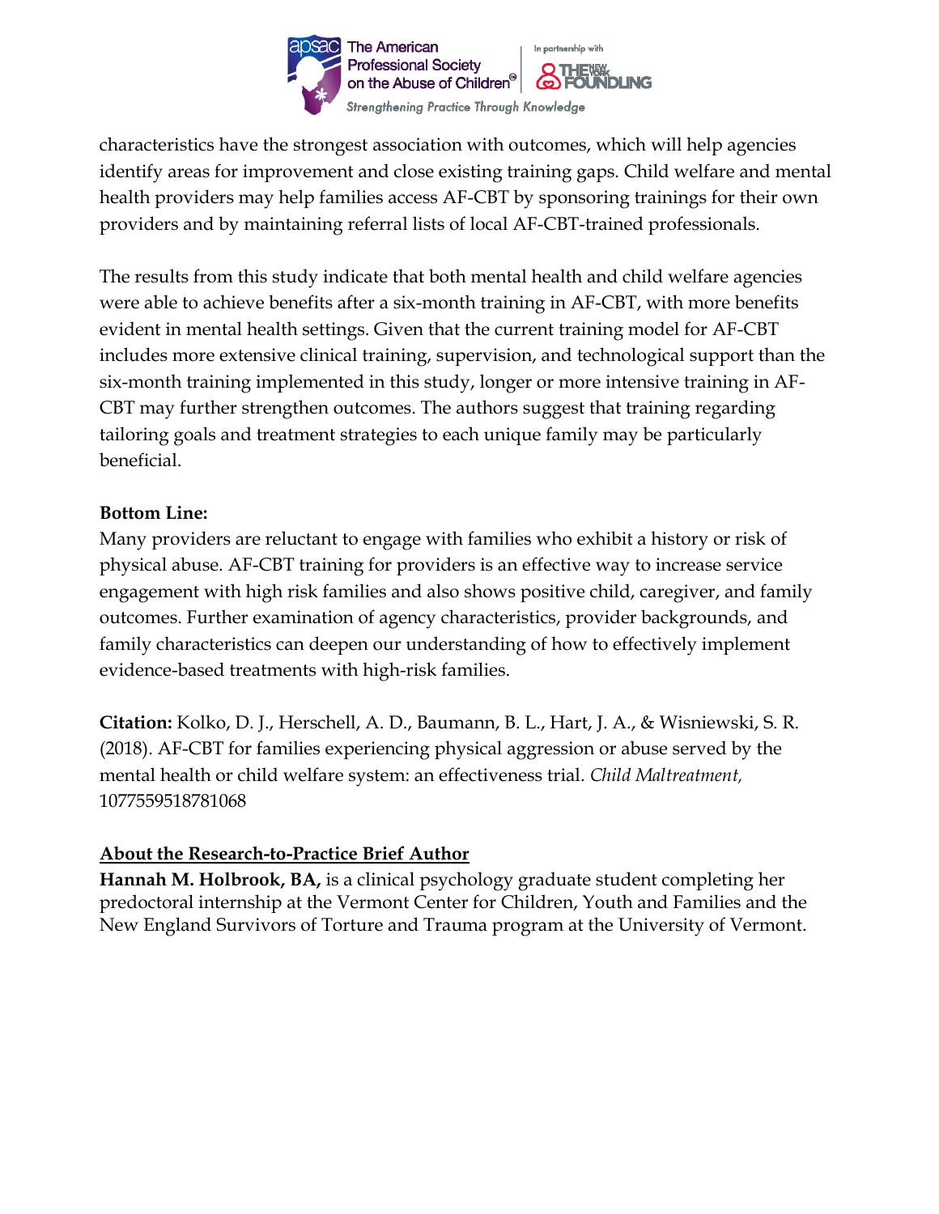characteristics have the strongest association with outcomes, which will help agencies identify areas for improvement and close existing training gaps. Child welfare and mental health providers may help families access AF-CBT by sponsoring trainings for their own providers and by maintaining referral lists of local AF-CBT-trained professionals.

The results from this study indicate that both mental health and child welfare agencies were able to achieve benefits after a six-month training in AF-CBT, with more benefits evident in mental health settings. Given that the current training model for AF-CBT includes more extensive clinical training, supervision, and technological support than the six-month training implemented in this study, longer or more intensive training in AF-CBT may further strengthen outcomes. The authors suggest that training regarding tailoring goals and treatment strategies to each unique family may be particularly beneficial.

**Bottom Line:**

Many providers are reluctant to engage with families who exhibit a history or risk of physical abuse. AF-CBT training for providers is an effective way to increase service engagement with high risk families and also shows positive child, caregiver, and family outcomes. Further examination of agency characteristics, provider backgrounds, and family characteristics can deepen our understanding of how to effectively implement evidence-based treatments with high-risk families.

**Citation:** Kolko, D. J., Herschell, A. D., Baumann, B. L., Hart, J. A., & Wisniewski, S. R. (2018). AF-CBT for families experiencing physical aggression or abuse served by the mental health or child welfare system: an effectiveness trial. *Child Maltreatment,* 1077559518781068

## About the Research-to-Practice Brief Author

**Hannah M. Holbrook, BA,** is a clinical psychology graduate student completing her predoctoral internship at the Vermont Center for Children, Youth and Families and the New England Survivors of Torture and Trauma program at the University of Vermont.